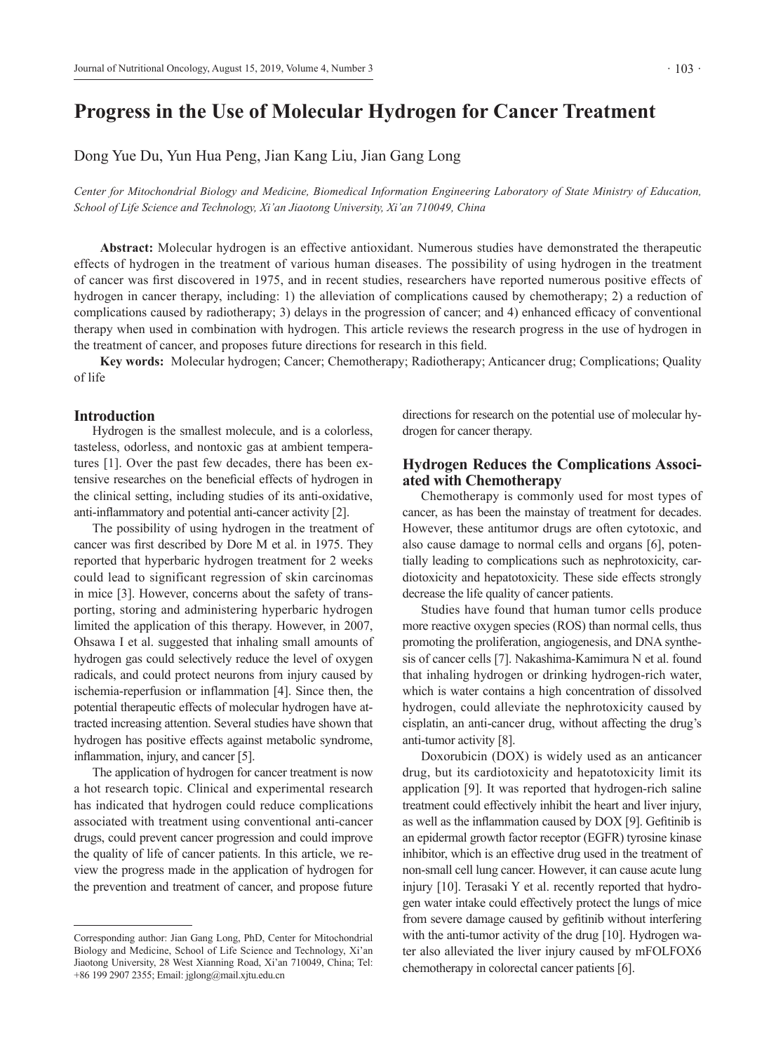# Progress in the Use of Molecular Hydrogen for Cancer Treatment

Dong Yue Du, Yun Hua Peng, Jian Kang Liu, Jian Gang Long

*Center for Mitochondrial Biology and Medicine, Biomedical Information Engineering Laboratory of State Ministry of Education, School of Life Science and Technology, Xi'an Jiaotong University, Xi'an 710049, China*

**Abstract:** Molecular hydrogen is an effective antioxidant. Numerous studies have demonstrated the therapeutic effects of hydrogen in the treatment of various human diseases. The possibility of using hydrogen in the treatment of cancer was first discovered in 1975, and in recent studies, researchers have reported numerous positive effects of hydrogen in cancer therapy, including: 1) the alleviation of complications caused by chemotherapy; 2) a reduction of complications caused by radiotherapy; 3) delays in the progression of cancer; and 4) enhanced efficacy of conventional therapy when used in combination with hydrogen. This article reviews the research progress in the use of hydrogen in the treatment of cancer, and proposes future directions for research in this field.

**Key words:** Molecular hydrogen; Cancer; Chemotherapy; Radiotherapy; Anticancer drug; Complications; Quality of life

## Introduction

Hydrogen is the smallest molecule, and is a colorless, tasteless, odorless, and nontoxic gas at ambient temperatures [1]. Over the past few decades, there has been extensive researches on the beneficial effects of hydrogen in the clinical setting, including studies of its anti-oxidative, anti-inflammatory and potential anti-cancer activity [2].

The possibility of using hydrogen in the treatment of cancer was first described by Dore M et al. in 1975. They reported that hyperbaric hydrogen treatment for 2 weeks could lead to significant regression of skin carcinomas in mice [3]. However, concerns about the safety of transporting, storing and administering hyperbaric hydrogen limited the application of this therapy. However, in 2007, Ohsawa I et al. suggested that inhaling small amounts of hydrogen gas could selectively reduce the level of oxygen radicals, and could protect neurons from injury caused by ischemia-reperfusion or inflammation [4]. Since then, the potential therapeutic effects of molecular hydrogen have attracted increasing attention. Several studies have shown that hydrogen has positive effects against metabolic syndrome, inflammation, injury, and cancer [5].

The application of hydrogen for cancer treatment is now a hot research topic. Clinical and experimental research has indicated that hydrogen could reduce complications associated with treatment using conventional anti-cancer drugs, could prevent cancer progression and could improve the quality of life of cancer patients. In this article, we review the progress made in the application of hydrogen for the prevention and treatment of cancer, and propose future directions for research on the potential use of molecular hydrogen for cancer therapy.

## Hydrogen Reduces the Complications Associated with Chemotherapy

Chemotherapy is commonly used for most types of cancer, as has been the mainstay of treatment for decades. However, these antitumor drugs are often cytotoxic, and also cause damage to normal cells and organs [6], potentially leading to complications such as nephrotoxicity, cardiotoxicity and hepatotoxicity. These side effects strongly decrease the life quality of cancer patients.

Studies have found that human tumor cells produce more reactive oxygen species (ROS) than normal cells, thus promoting the proliferation, angiogenesis, and DNA synthesis of cancer cells [7]. Nakashima-Kamimura N et al. found that inhaling hydrogen or drinking hydrogen-rich water, which is water contains a high concentration of dissolved hydrogen, could alleviate the nephrotoxicity caused by cisplatin, an anti-cancer drug, without affecting the drug's anti-tumor activity [8].

Doxorubicin (DOX) is widely used as an anticancer drug, but its cardiotoxicity and hepatotoxicity limit its application [9]. It was reported that hydrogen-rich saline treatment could effectively inhibit the heart and liver injury, as well as the inflammation caused by DOX [9]. Gefitinib is an epidermal growth factor receptor (EGFR) tyrosine kinase inhibitor, which is an effective drug used in the treatment of non-small cell lung cancer. However, it can cause acute lung injury [10]. Terasaki Y et al. recently reported that hydrogen water intake could effectively protect the lungs of mice from severe damage caused by gefitinib without interfering with the anti-tumor activity of the drug [10]. Hydrogen water also alleviated the liver injury caused by mFOLFOX6 chemotherapy in colorectal cancer patients [6].

---

Corresponding author: Jian Gang Long, PhD, Center for Mitochondrial Biology and Medicine, School of Life Science and Technology, Xi'an Jiaotong University, 28 West Xianning Road, Xi'an 710049, China; Tel: +86 199 2907 2355; Email: jglong@mail.xjtu.edu.cn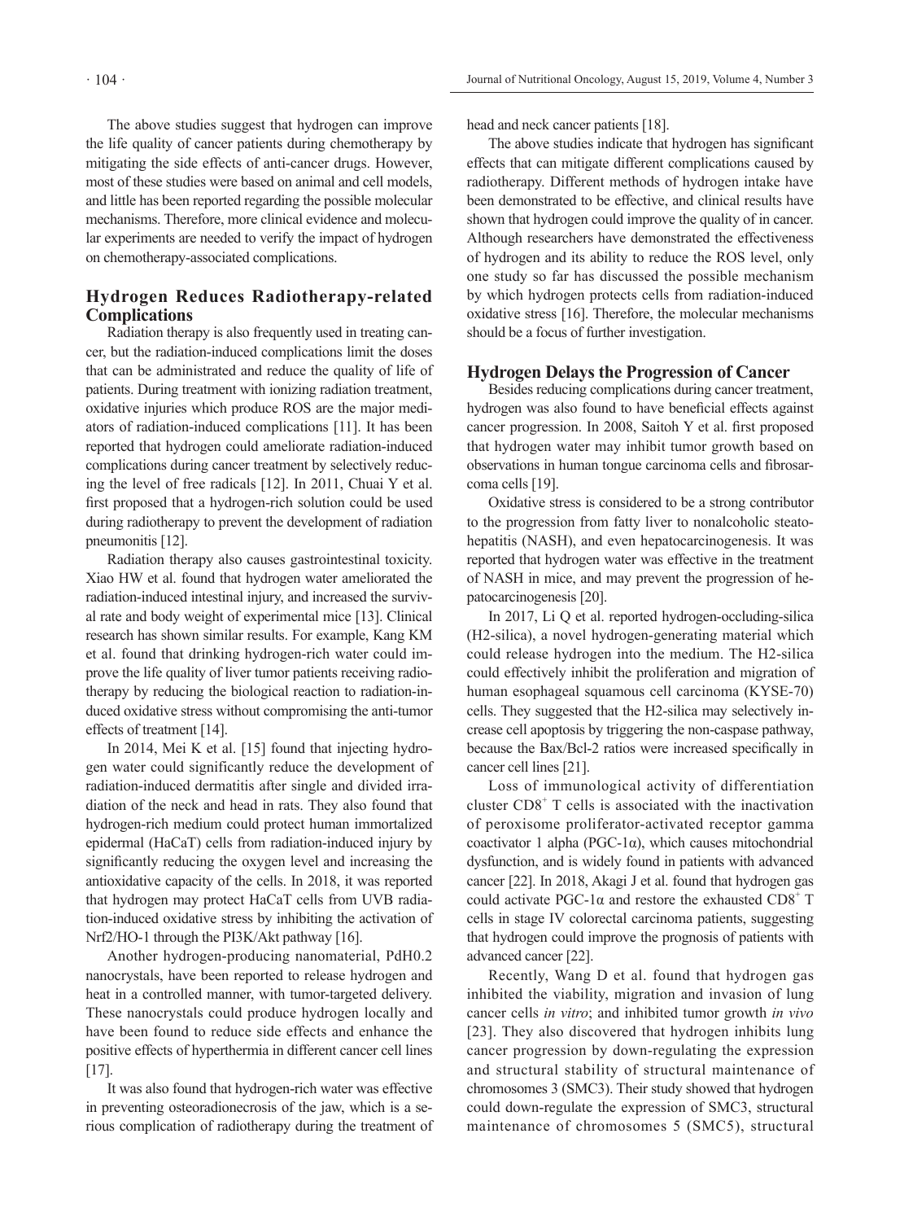The above studies suggest that hydrogen can improve the life quality of cancer patients during chemotherapy by mitigating the side effects of anti-cancer drugs. However, most of these studies were based on animal and cell models, and little has been reported regarding the possible molecular mechanisms. Therefore, more clinical evidence and molecular experiments are needed to verify the impact of hydrogen on chemotherapy-associated complications.

## Hydrogen Reduces Radiotherapy-related Complications

Radiation therapy is also frequently used in treating cancer, but the radiation-induced complications limit the doses that can be administrated and reduce the quality of life of patients. During treatment with ionizing radiation treatment, oxidative injuries which produce ROS are the major mediators of radiation-induced complications [11]. It has been reported that hydrogen could ameliorate radiation-induced complications during cancer treatment by selectively reducing the level of free radicals [12]. In 2011, Chuai Y et al. first proposed that a hydrogen-rich solution could be used during radiotherapy to prevent the development of radiation pneumonitis [12].

Radiation therapy also causes gastrointestinal toxicity. Xiao HW et al. found that hydrogen water ameliorated the radiation-induced intestinal injury, and increased the survival rate and body weight of experimental mice [13]. Clinical research has shown similar results. For example, Kang KM et al. found that drinking hydrogen-rich water could improve the life quality of liver tumor patients receiving radiotherapy by reducing the biological reaction to radiation-induced oxidative stress without compromising the anti-tumor effects of treatment [14].

In 2014, Mei K et al. [15] found that injecting hydrogen water could significantly reduce the development of radiation-induced dermatitis after single and divided irradiation of the neck and head in rats. They also found that hydrogen-rich medium could protect human immortalized epidermal (HaCaT) cells from radiation-induced injury by significantly reducing the oxygen level and increasing the antioxidative capacity of the cells. In 2018, it was reported that hydrogen may protect HaCaT cells from UVB radiation-induced oxidative stress by inhibiting the activation of Nrf2/HO-1 through the PI3K/Akt pathway [16].

Another hydrogen-producing nanomaterial, PdH0.2 nanocrystals, have been reported to release hydrogen and heat in a controlled manner, with tumor-targeted delivery. These nanocrystals could produce hydrogen locally and have been found to reduce side effects and enhance the positive effects of hyperthermia in different cancer cell lines [17].

It was also found that hydrogen-rich water was effective in preventing osteoradionecrosis of the jaw, which is a serious complication of radiotherapy during the treatment of head and neck cancer patients [18].

The above studies indicate that hydrogen has significant effects that can mitigate different complications caused by radiotherapy. Different methods of hydrogen intake have been demonstrated to be effective, and clinical results have shown that hydrogen could improve the quality of in cancer. Although researchers have demonstrated the effectiveness of hydrogen and its ability to reduce the ROS level, only one study so far has discussed the possible mechanism by which hydrogen protects cells from radiation-induced oxidative stress [16]. Therefore, the molecular mechanisms should be a focus of further investigation.

## Hydrogen Delays the Progression of Cancer

Besides reducing complications during cancer treatment, hydrogen was also found to have beneficial effects against cancer progression. In 2008, Saitoh Y et al. first proposed that hydrogen water may inhibit tumor growth based on observations in human tongue carcinoma cells and fibrosarcoma cells [19].

Oxidative stress is considered to be a strong contributor to the progression from fatty liver to nonalcoholic steatohepatitis (NASH), and even hepatocarcinogenesis. It was reported that hydrogen water was effective in the treatment of NASH in mice, and may prevent the progression of hepatocarcinogenesis [20].

In 2017, Li Q et al. reported hydrogen-occluding-silica ($H_2$-silica), a novel hydrogen-generating material which could release hydrogen into the medium. The $H_2$-silica could effectively inhibit the proliferation and migration of human esophageal squamous cell carcinoma (KYSE-70) cells. They suggested that the $H_2$-silica may selectively increase cell apoptosis by triggering the non-caspase pathway, because the Bax/Bcl-2 ratios were increased specifically in cancer cell lines [21].

Loss of immunological activity of differentiation cluster $CD8^+$ T cells is associated with the inactivation of peroxisome proliferator-activated receptor gamma coactivator 1 alpha (PGC-1$\alpha$), which causes mitochondrial dysfunction, and is widely found in patients with advanced cancer [22]. In 2018, Akagi J et al. found that hydrogen gas could activate PGC-1$\alpha$ and restore the exhausted $CD8^+$ T cells in stage IV colorectal carcinoma patients, suggesting that hydrogen could improve the prognosis of patients with advanced cancer [22].

Recently, Wang D et al. found that hydrogen gas inhibited the viability, migration and invasion of lung cancer cells *in vitro*; and inhibited tumor growth *in vivo* [23]. They also discovered that hydrogen inhibits lung cancer progression by down-regulating the expression and structural stability of structural maintenance of chromosomes 3 (SMC3). Their study showed that hydrogen could down-regulate the expression of SMC3, structural maintenance of chromosomes 5 (SMC5), structural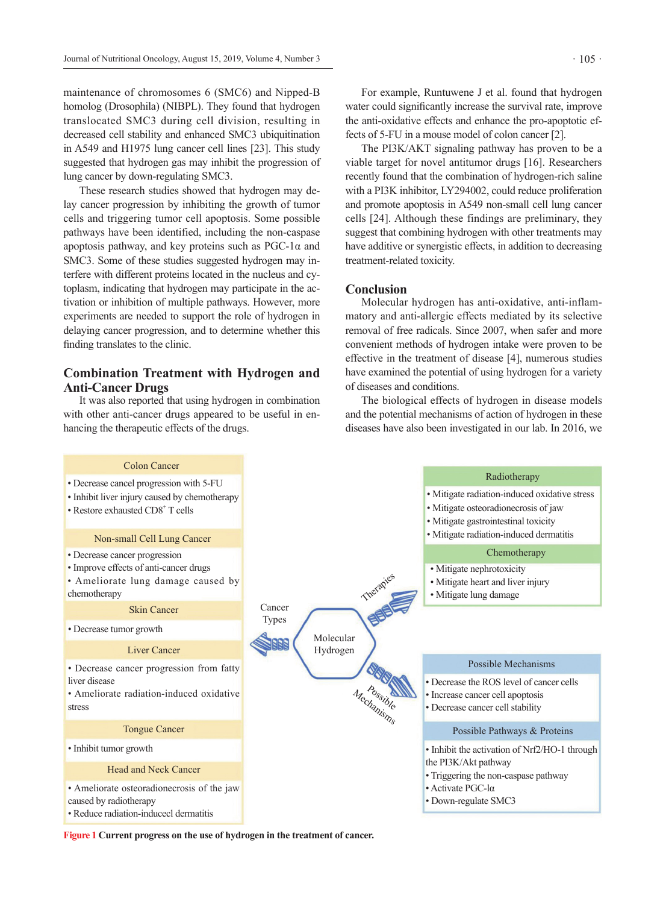maintenance of chromosomes 6 (SMC6) and Nipped-B homolog (Drosophila) (NIBPL). They found that hydrogen translocated SMC3 during cell division, resulting in decreased cell stability and enhanced SMC3 ubiquitination in A549 and H1975 lung cancer cell lines [23]. This study suggested that hydrogen gas may inhibit the progression of lung cancer by down-regulating SMC3.

These research studies showed that hydrogen may delay cancer progression by inhibiting the growth of tumor cells and triggering tumor cell apoptosis. Some possible pathways have been identified, including the non-caspase apoptosis pathway, and key proteins such as PGC-1α and SMC3. Some of these studies suggested hydrogen may interfere with different proteins located in the nucleus and cytoplasm, indicating that hydrogen may participate in the activation or inhibition of multiple pathways. However, more experiments are needed to support the role of hydrogen in delaying cancer progression, and to determine whether this finding translates to the clinic.

## Combination Treatment with Hydrogen and Anti-Cancer Drugs

It was also reported that using hydrogen in combination with other anti-cancer drugs appeared to be useful in enhancing the therapeutic effects of the drugs.

For example, Runtuwene J et al. found that hydrogen water could significantly increase the survival rate, improve the anti-oxidative effects and enhance the pro-apoptotic effects of 5-FU in a mouse model of colon cancer [2].

The PI3K/AKT signaling pathway has proven to be a viable target for novel antitumor drugs [16]. Researchers recently found that the combination of hydrogen-rich saline with a PI3K inhibitor, LY294002, could reduce proliferation and promote apoptosis in A549 non-small cell lung cancer cells [24]. Although these findings are preliminary, they suggest that combining hydrogen with other treatments may have additive or synergistic effects, in addition to decreasing treatment-related toxicity.

## Conclusion

Molecular hydrogen has anti-oxidative, anti-inflammatory and anti-allergic effects mediated by its selective removal of free radicals. Since 2007, when safer and more convenient methods of hydrogen intake were proven to be effective in the treatment of disease [4], numerous studies have examined the potential of using hydrogen for a variety of diseases and conditions.

The biological effects of hydrogen in disease models and the potential mechanisms of action of hydrogen in these diseases have also been investigated in our lab. In 2016, we

**Cancer Types**

**Colon Cancer**
- Decrease cancel progression with 5-FU
- Inhibit liver injury caused by chemotherapy
- Restore exhausted $CD8^+$ T cells

**Non-small Cell Lung Cancer**
- Decrease cancer progression
- Improve effects of anti-cancer drugs
- Ameliorate lung damage caused by chemotherapy

**Skin Cancer**
- Decrease tumor growth

**Liver Cancer**
- Decrease cancer progression from fatty liver disease
- Ameliorate radiation-induced oxidative stress

**Tongue Cancer**
- Inhibit tumor growth

**Head and Neck Cancer**
- Ameliorate osteoradionecrosis of the jaw caused by radiotherapy
- Reduce radiation-inducecl dermatitis

**Molecular Hydrogen**

**Therapies**

**Radiotherapy**
- Mitigate radiation-induced oxidative stress
- Mitigate osteoradionecrosis of jaw
- Mitigate gastrointestinal toxicity
- Mitigate radiation-induced dermatitis

**Chemotherapy**
- Mitigate nephrotoxicity
- Mitigate heart and liver injury
- Mitigate lung damage

**Possible Mechanisms**

**Possible Mechanisms**
- Decrease the ROS level of cancer cells
- Increase cancer cell apoptosis
- Decrease cancer cell stability

**Possible Pathways & Proteins**
- Inhibit the activation of Nrf2/HO-1 through the PI3K/Akt pathway
- Triggering the non-caspase pathway
- Activate PGC-lα
- Down-regulate SMC3

**Figure 1 Current progress on the use of hydrogen in the treatment of cancer.**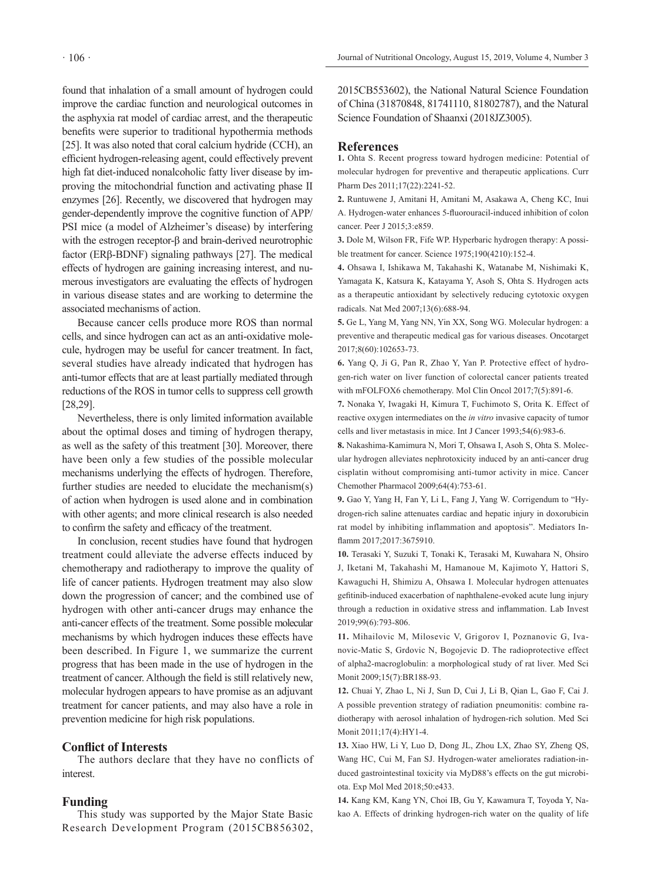found that inhalation of a small amount of hydrogen could improve the cardiac function and neurological outcomes in the asphyxia rat model of cardiac arrest, and the therapeutic benefits were superior to traditional hypothermia methods [25]. It was also noted that coral calcium hydride (CCH), an efficient hydrogen-releasing agent, could effectively prevent high fat diet-induced nonalcoholic fatty liver disease by improving the mitochondrial function and activating phase II enzymes [26]. Recently, we discovered that hydrogen may gender-dependently improve the cognitive function of APP/PSI mice (a model of Alzheimer's disease) by interfering with the estrogen receptor-β and brain-derived neurotrophic factor (ERβ-BDNF) signaling pathways [27]. The medical effects of hydrogen are gaining increasing interest, and numerous investigators are evaluating the effects of hydrogen in various disease states and are working to determine the associated mechanisms of action.

Because cancer cells produce more ROS than normal cells, and since hydrogen can act as an anti-oxidative molecule, hydrogen may be useful for cancer treatment. In fact, several studies have already indicated that hydrogen has anti-tumor effects that are at least partially mediated through reductions of the ROS in tumor cells to suppress cell growth [28,29].

Nevertheless, there is only limited information available about the optimal doses and timing of hydrogen therapy, as well as the safety of this treatment [30]. Moreover, there have been only a few studies of the possible molecular mechanisms underlying the effects of hydrogen. Therefore, further studies are needed to elucidate the mechanism(s) of action when hydrogen is used alone and in combination with other agents; and more clinical research is also needed to confirm the safety and efficacy of the treatment.

In conclusion, recent studies have found that hydrogen treatment could alleviate the adverse effects induced by chemotherapy and radiotherapy to improve the quality of life of cancer patients. Hydrogen treatment may also slow down the progression of cancer; and the combined use of hydrogen with other anti-cancer drugs may enhance the anti-cancer effects of the treatment. Some possible molecular mechanisms by which hydrogen induces these effects have been described. In Figure 1, we summarize the current progress that has been made in the use of hydrogen in the treatment of cancer. Although the field is still relatively new, molecular hydrogen appears to have promise as an adjuvant treatment for cancer patients, and may also have a role in prevention medicine for high risk populations.

## Conflict of Interests

The authors declare that they have no conflicts of interest.

## Funding

This study was supported by the Major State Basic Research Development Program (2015CB856302, 2015CB553602), the National Natural Science Foundation of China (31870848, 81741110, 81802787), and the Natural Science Foundation of Shaanxi (2018JZ3005).

## References

**1.** Ohta S. Recent progress toward hydrogen medicine: Potential of molecular hydrogen for preventive and therapeutic applications. Curr Pharm Des 2011;17(22):2241-52.

**2.** Runtuwene J, Amitani H, Amitani M, Asakawa A, Cheng KC, Inui A. Hydrogen-water enhances 5-fluorouracil-induced inhibition of colon cancer. Peer J 2015;3:e859.

**3.** Dole M, Wilson FR, Fife WP. Hyperbaric hydrogen therapy: A possible treatment for cancer. Science 1975;190(4210):152-4.

**4.** Ohsawa I, Ishikawa M, Takahashi K, Watanabe M, Nishimaki K, Yamagata K, Katsura K, Katayama Y, Asoh S, Ohta S. Hydrogen acts as a therapeutic antioxidant by selectively reducing cytotoxic oxygen radicals. Nat Med 2007;13(6):688-94.

**5.** Ge L, Yang M, Yang NN, Yin XX, Song WG. Molecular hydrogen: a preventive and therapeutic medical gas for various diseases. Oncotarget 2017;8(60):102653-73.

**6.** Yang Q, Ji G, Pan R, Zhao Y, Yan P. Protective effect of hydrogen-rich water on liver function of colorectal cancer patients treated with mFOLFOX6 chemotherapy. Mol Clin Oncol 2017;7(5):891-6.

**7.** Nonaka Y, Iwagaki H, Kimura T, Fuchimoto S, Orita K. Effect of reactive oxygen intermediates on the *in vitro* invasive capacity of tumor cells and liver metastasis in mice. Int J Cancer 1993;54(6):983-6.

**8.** Nakashima-Kamimura N, Mori T, Ohsawa I, Asoh S, Ohta S. Molecular hydrogen alleviates nephrotoxicity induced by an anti-cancer drug cisplatin without compromising anti-tumor activity in mice. Cancer Chemother Pharmacol 2009;64(4):753-61.

**9.** Gao Y, Yang H, Fan Y, Li L, Fang J, Yang W. Corrigendum to "Hydrogen-rich saline attenuates cardiac and hepatic injury in doxorubicin rat model by inhibiting inflammation and apoptosis". Mediators Inflamm 2017;2017:3675910.

**10.** Terasaki Y, Suzuki T, Tonaki K, Terasaki M, Kuwahara N, Ohsiro J, Iketani M, Takahashi M, Hamanoue M, Kajimoto Y, Hattori S, Kawaguchi H, Shimizu A, Ohsawa I. Molecular hydrogen attenuates gefitinib-induced exacerbation of naphthalene-evoked acute lung injury through a reduction in oxidative stress and inflammation. Lab Invest 2019;99(6):793-806.

**11.** Mihailovic M, Milosevic V, Grigorov I, Poznanovic G, Ivanovic-Matic S, Grdovic N, Bogojevic D. The radioprotective effect of alpha2-macroglobulin: a morphological study of rat liver. Med Sci Monit 2009;15(7):BR188-93.

**12.** Chuai Y, Zhao L, Ni J, Sun D, Cui J, Li B, Qian L, Gao F, Cai J. A possible prevention strategy of radiation pneumonitis: combine radiotherapy with aerosol inhalation of hydrogen-rich solution. Med Sci Monit 2011;17(4):HY1-4.

**13.** Xiao HW, Li Y, Luo D, Dong JL, Zhou LX, Zhao SY, Zheng QS, Wang HC, Cui M, Fan SJ. Hydrogen-water ameliorates radiation-induced gastrointestinal toxicity via MyD88's effects on the gut microbiota. Exp Mol Med 2018;50:e433.

**14.** Kang KM, Kang YN, Choi IB, Gu Y, Kawamura T, Toyoda Y, Nakao A. Effects of drinking hydrogen-rich water on the quality of life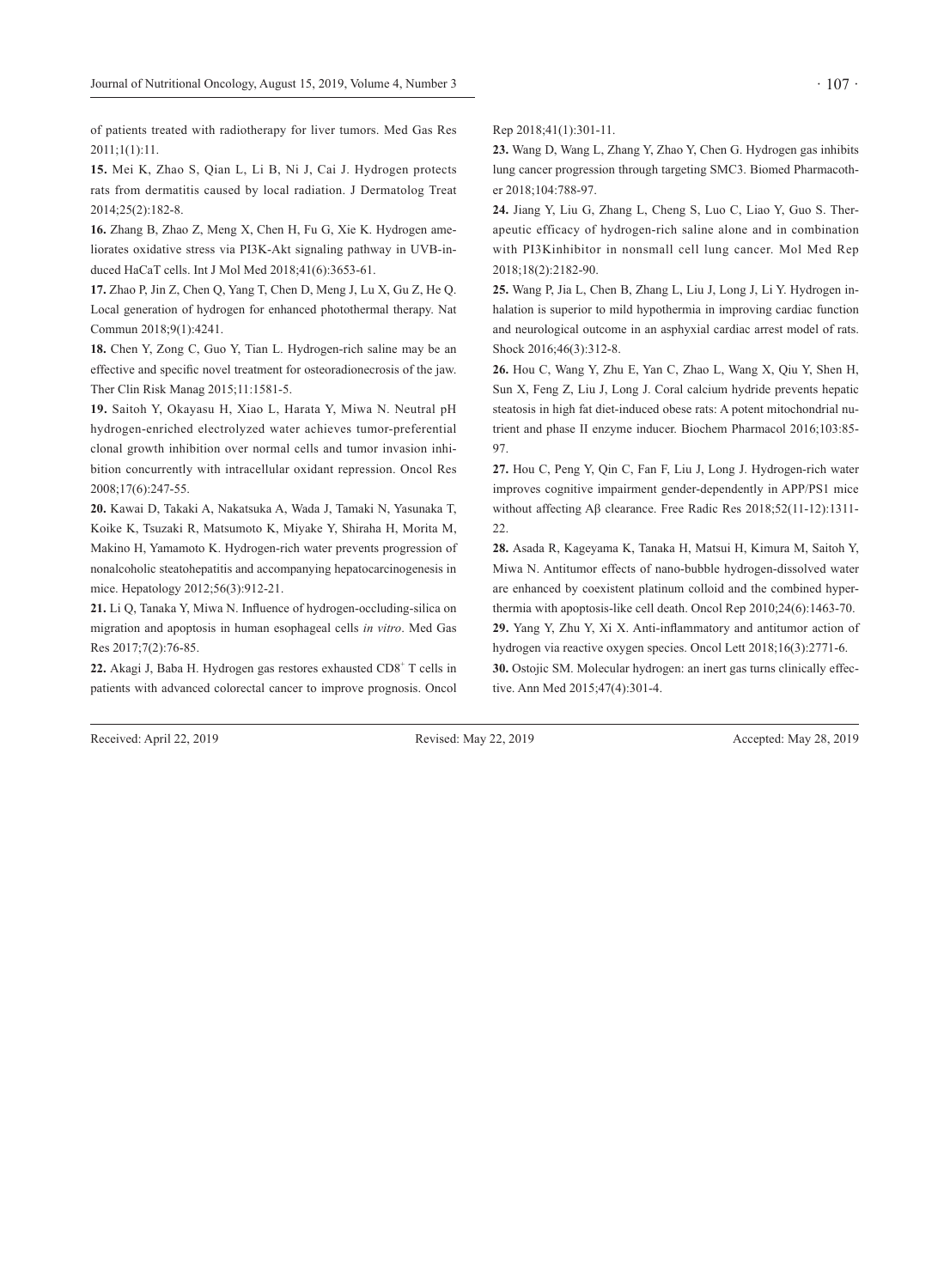of patients treated with radiotherapy for liver tumors. Med Gas Res 2011;1(1):11.

**15.** Mei K, Zhao S, Qian L, Li B, Ni J, Cai J. Hydrogen protects rats from dermatitis caused by local radiation. J Dermatolog Treat 2014;25(2):182-8.

**16.** Zhang B, Zhao Z, Meng X, Chen H, Fu G, Xie K. Hydrogen ameliorates oxidative stress via PI3K-Akt signaling pathway in UVB-induced HaCaT cells. Int J Mol Med 2018;41(6):3653-61.

**17.** Zhao P, Jin Z, Chen Q, Yang T, Chen D, Meng J, Lu X, Gu Z, He Q. Local generation of hydrogen for enhanced photothermal therapy. Nat Commun 2018;9(1):4241.

**18.** Chen Y, Zong C, Guo Y, Tian L. Hydrogen-rich saline may be an effective and specific novel treatment for osteoradionecrosis of the jaw. Ther Clin Risk Manag 2015;11:1581-5.

**19.** Saitoh Y, Okayasu H, Xiao L, Harata Y, Miwa N. Neutral pH hydrogen-enriched electrolyzed water achieves tumor-preferential clonal growth inhibition over normal cells and tumor invasion inhibition concurrently with intracellular oxidant repression. Oncol Res 2008;17(6):247-55.

**20.** Kawai D, Takaki A, Nakatsuka A, Wada J, Tamaki N, Yasunaka T, Koike K, Tsuzaki R, Matsumoto K, Miyake Y, Shiraha H, Morita M, Makino H, Yamamoto K. Hydrogen-rich water prevents progression of nonalcoholic steatohepatitis and accompanying hepatocarcinogenesis in mice. Hepatology 2012;56(3):912-21.

**21.** Li Q, Tanaka Y, Miwa N. Influence of hydrogen-occluding-silica on migration and apoptosis in human esophageal cells *in vitro*. Med Gas Res 2017;7(2):76-85.

**22.** Akagi J, Baba H. Hydrogen gas restores exhausted $CD8^+$ T cells in patients with advanced colorectal cancer to improve prognosis. Oncol Rep 2018;41(1):301-11.

**23.** Wang D, Wang L, Zhang Y, Zhao Y, Chen G. Hydrogen gas inhibits lung cancer progression through targeting SMC3. Biomed Pharmacother 2018;104:788-97.

**24.** Jiang Y, Liu G, Zhang L, Cheng S, Luo C, Liao Y, Guo S. Therapeutic efficacy of hydrogen-rich saline alone and in combination with PI3Kinhibitor in nonsmall cell lung cancer. Mol Med Rep 2018;18(2):2182-90.

**25.** Wang P, Jia L, Chen B, Zhang L, Liu J, Long J, Li Y. Hydrogen inhalation is superior to mild hypothermia in improving cardiac function and neurological outcome in an asphyxial cardiac arrest model of rats. Shock 2016;46(3):312-8.

**26.** Hou C, Wang Y, Zhu E, Yan C, Zhao L, Wang X, Qiu Y, Shen H, Sun X, Feng Z, Liu J, Long J. Coral calcium hydride prevents hepatic steatosis in high fat diet-induced obese rats: A potent mitochondrial nutrient and phase II enzyme inducer. Biochem Pharmacol 2016;103:85-97.

**27.** Hou C, Peng Y, Qin C, Fan F, Liu J, Long J. Hydrogen-rich water improves cognitive impairment gender-dependently in APP/PS1 mice without affecting Aβ clearance. Free Radic Res 2018;52(11-12):1311-22.

**28.** Asada R, Kageyama K, Tanaka H, Matsui H, Kimura M, Saitoh Y, Miwa N. Antitumor effects of nano-bubble hydrogen-dissolved water are enhanced by coexistent platinum colloid and the combined hyperthermia with apoptosis-like cell death. Oncol Rep 2010;24(6):1463-70.

**29.** Yang Y, Zhu Y, Xi X. Anti-inflammatory and antitumor action of hydrogen via reactive oxygen species. Oncol Lett 2018;16(3):2771-6.

**30.** Ostojic SM. Molecular hydrogen: an inert gas turns clinically effective. Ann Med 2015;47(4):301-4.

Received: April 22, 2019 Revised: May 22, 2019 Accepted: May 28, 2019